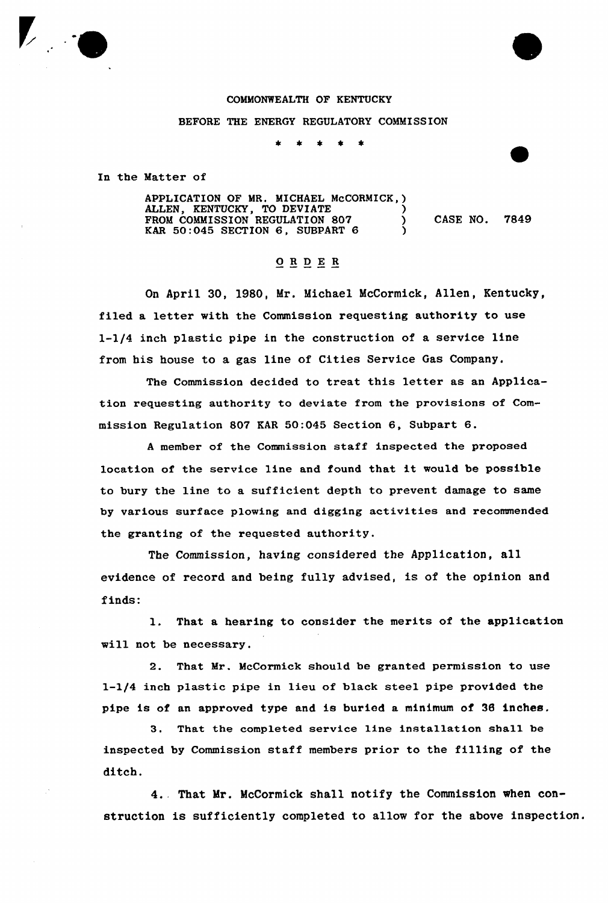COMMONWEALTH OF KENTUCKY

BEFORE THE ENERGY REGULATORY COMMISSION

\* \* \* \* \*

In the Matter of

| | | |
|---|---|---|
| APPLICATION OF MR. MICHAEL McCORMICK, ALLEN, KENTUCKY, TO DEVIATE FROM COMMISSION REGULATION 807 KAR 50:045 SECTION 6, SUBPART 6 | ) | CASE NO. 7849 |

O R D E R

On April 30, 1980, Mr. Michael McCormick, Allen, Kentucky, filed a letter with the Commission requesting authority to use 1-1/4 inch plastic pipe in the construction of a service line from his house to a gas line of Cities Service Gas Company.

The Commission decided to treat this letter as an Application requesting authority to deviate from the provisions of Commission Regulation 807 KAR 50:045 Section 6, Subpart 6.

A member of the Commission staff inspected the proposed location of the service line and found that it would be possible to bury the line to a sufficient depth to prevent damage to same by various surface plowing and digging activities and recommended the granting of the requested authority.

The Commission, having considered the Application, all evidence of record and being fully advised, is of the opinion and finds:

1. That a hearing to consider the merits of the application will not be necessary.

2. That Mr. McCormick should be granted permission to use 1-1/4 inch plastic pipe in lieu of black steel pipe provided the pipe is of an approved type and is buried a minimum of 36 inches.

3. That the completed service line installation shall be inspected by Commission staff members prior to the filling of the ditch.

4. That Mr. McCormick shall notify the Commission when construction is sufficiently completed to allow for the above inspection.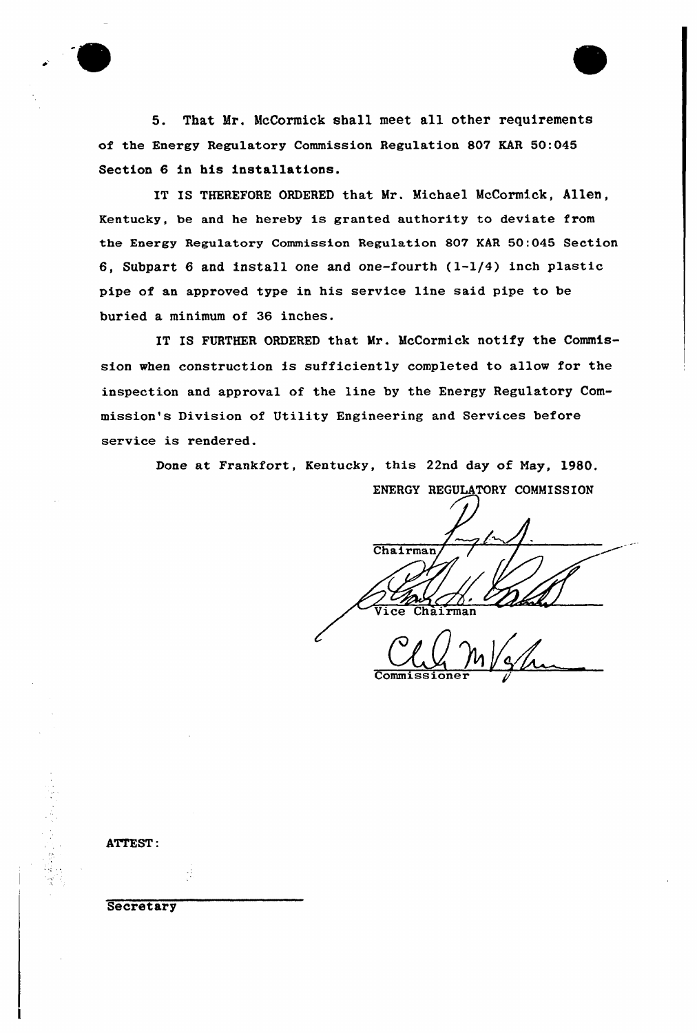5. That Mr. McCormick shall meet all other requirements of the Energy Regulatory Commission Regulation 807 KAR 50:045 Section 6 in his installations.

IT IS THEREFORE ORDERED that Mr. Michael McCormick, Allen, Kentucky, be and he hereby is granted authority to deviate from the Energy Regulatory Commission Regulation 807 KAR 50:045 Section 6, Subpart 6 and install one and one-fourth (1-1/4) inch plastic pipe of an approved type in his service line said pipe to be buried a minimum of 36 inches.

IT IS FURTHER ORDERED that Mr. McCormick notify the Commission when construction is sufficiently completed to allow for the inspection and approval of the line by the Energy Regulatory Commission's Division of Utility Engineering and Services before service is rendered.

Done at Frankfort, Kentucky, this 22nd day of May, 1980.

ENERGY REGULATORY COMMISSION

Chairman

Vice Chairman

Commissioner

ATTEST:

Secretary